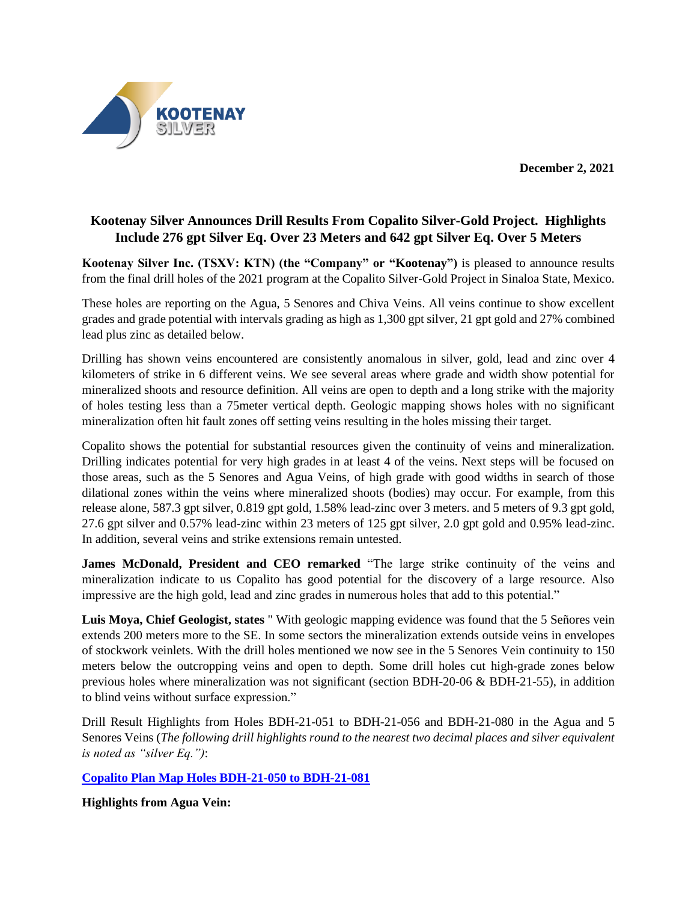KOOTENAY SILVER

**December 2, 2021**

## Kootenay Silver Announces Drill Results From Copalito Silver-Gold Project. Highlights Include 276 gpt Silver Eq. Over 23 Meters and 642 gpt Silver Eq. Over 5 Meters

**Kootenay Silver Inc. (TSXV: KTN) (the "Company" or "Kootenay")** is pleased to announce results from the final drill holes of the 2021 program at the Copalito Silver-Gold Project in Sinaloa State, Mexico.

These holes are reporting on the Agua, 5 Senores and Chiva Veins. All veins continue to show excellent grades and grade potential with intervals grading as high as 1,300 gpt silver, 21 gpt gold and 27% combined lead plus zinc as detailed below.

Drilling has shown veins encountered are consistently anomalous in silver, gold, lead and zinc over 4 kilometers of strike in 6 different veins. We see several areas where grade and width show potential for mineralized shoots and resource definition. All veins are open to depth and a long strike with the majority of holes testing less than a 75meter vertical depth. Geologic mapping shows holes with no significant mineralization often hit fault zones off setting veins resulting in the holes missing their target.

Copalito shows the potential for substantial resources given the continuity of veins and mineralization. Drilling indicates potential for very high grades in at least 4 of the veins. Next steps will be focused on those areas, such as the 5 Senores and Agua Veins, of high grade with good widths in search of those dilational zones within the veins where mineralized shoots (bodies) may occur. For example, from this release alone, 587.3 gpt silver, 0.819 gpt gold, 1.58% lead-zinc over 3 meters. and 5 meters of 9.3 gpt gold, 27.6 gpt silver and 0.57% lead-zinc within 23 meters of 125 gpt silver, 2.0 gpt gold and 0.95% lead-zinc. In addition, several veins and strike extensions remain untested.

**James McDonald, President and CEO remarked** "The large strike continuity of the veins and mineralization indicate to us Copalito has good potential for the discovery of a large resource. Also impressive are the high gold, lead and zinc grades in numerous holes that add to this potential."

**Luis Moya, Chief Geologist, states** " With geologic mapping evidence was found that the 5 Señores vein extends 200 meters more to the SE. In some sectors the mineralization extends outside veins in envelopes of stockwork veinlets. With the drill holes mentioned we now see in the 5 Senores Vein continuity to 150 meters below the outcropping veins and open to depth. Some drill holes cut high-grade zones below previous holes where mineralization was not significant (section BDH-20-06 & BDH-21-55), in addition to blind veins without surface expression."

Drill Result Highlights from Holes BDH-21-051 to BDH-21-056 and BDH-21-080 in the Agua and 5 Senores Veins (*The following drill highlights round to the nearest two decimal places and silver equivalent is noted as "silver Eq.")*:

**[Copalito Plan Map Holes BDH-21-050 to BDH-21-081]**

**Highlights from Agua Vein:**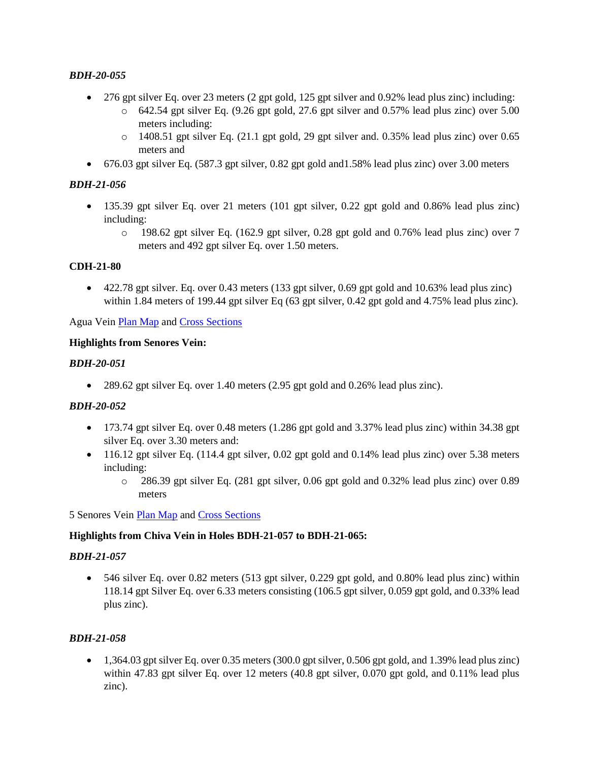***BDH-20-055***

- 276 gpt silver Eq. over 23 meters (2 gpt gold, 125 gpt silver and 0.92% lead plus zinc) including:
  - 642.54 gpt silver Eq. (9.26 gpt gold, 27.6 gpt silver and 0.57% lead plus zinc) over 5.00 meters including:
  - 1408.51 gpt silver Eq. (21.1 gpt gold, 29 gpt silver and. 0.35% lead plus zinc) over 0.65 meters and
- 676.03 gpt silver Eq. (587.3 gpt silver, 0.82 gpt gold and1.58% lead plus zinc) over 3.00 meters

***BDH-21-056***

- 135.39 gpt silver Eq. over 21 meters (101 gpt silver, 0.22 gpt gold and 0.86% lead plus zinc) including:
  - 198.62 gpt silver Eq. (162.9 gpt silver, 0.28 gpt gold and 0.76% lead plus zinc) over 7 meters and 492 gpt silver Eq. over 1.50 meters.

**CDH-21-80**

- 422.78 gpt silver. Eq. over 0.43 meters (133 gpt silver, 0.69 gpt gold and 10.63% lead plus zinc) within 1.84 meters of 199.44 gpt silver Eq (63 gpt silver, 0.42 gpt gold and 4.75% lead plus zinc).

Agua Vein Plan Map and Cross Sections

**Highlights from Senores Vein:**

***BDH-20-051***

- 289.62 gpt silver Eq. over 1.40 meters (2.95 gpt gold and 0.26% lead plus zinc).

***BDH-20-052***

- 173.74 gpt silver Eq. over 0.48 meters (1.286 gpt gold and 3.37% lead plus zinc) within 34.38 gpt silver Eq. over 3.30 meters and:
- 116.12 gpt silver Eq. (114.4 gpt silver, 0.02 gpt gold and 0.14% lead plus zinc) over 5.38 meters including:
  - 286.39 gpt silver Eq. (281 gpt silver, 0.06 gpt gold and 0.32% lead plus zinc) over 0.89 meters

5 Senores Vein Plan Map and Cross Sections

**Highlights from Chiva Vein in Holes BDH-21-057 to BDH-21-065:**

***BDH-21-057***

- 546 silver Eq. over 0.82 meters (513 gpt silver, 0.229 gpt gold, and 0.80% lead plus zinc) within 118.14 gpt Silver Eq. over 6.33 meters consisting (106.5 gpt silver, 0.059 gpt gold, and 0.33% lead plus zinc).

***BDH-21-058***

- 1,364.03 gpt silver Eq. over 0.35 meters (300.0 gpt silver, 0.506 gpt gold, and 1.39% lead plus zinc) within 47.83 gpt silver Eq. over 12 meters (40.8 gpt silver, 0.070 gpt gold, and 0.11% lead plus zinc).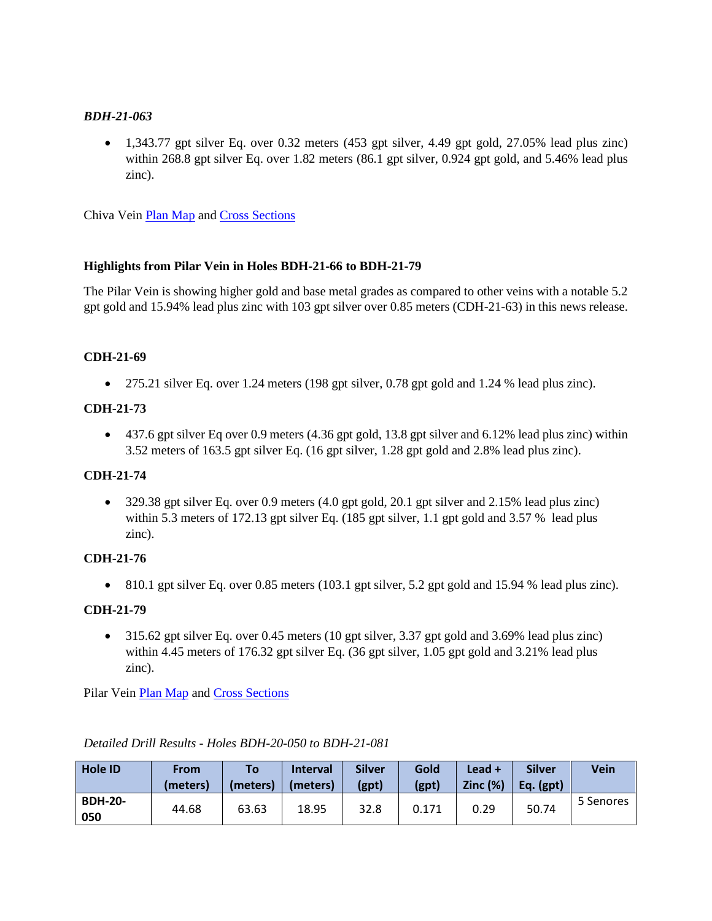*BDH-21-063*

- 1,343.77 gpt silver Eq. over 0.32 meters (453 gpt silver, 4.49 gpt gold, 27.05% lead plus zinc) within 268.8 gpt silver Eq. over 1.82 meters (86.1 gpt silver, 0.924 gpt gold, and 5.46% lead plus zinc).

Chiva Vein Plan Map and Cross Sections

**Highlights from Pilar Vein in Holes BDH-21-66 to BDH-21-79**

The Pilar Vein is showing higher gold and base metal grades as compared to other veins with a notable 5.2 gpt gold and 15.94% lead plus zinc with 103 gpt silver over 0.85 meters (CDH-21-63) in this news release.

**CDH-21-69**

- 275.21 silver Eq. over 1.24 meters (198 gpt silver, 0.78 gpt gold and 1.24 % lead plus zinc).

**CDH-21-73**

- 437.6 gpt silver Eq over 0.9 meters (4.36 gpt gold, 13.8 gpt silver and 6.12% lead plus zinc) within 3.52 meters of 163.5 gpt silver Eq. (16 gpt silver, 1.28 gpt gold and 2.8% lead plus zinc).

**CDH-21-74**

- 329.38 gpt silver Eq. over 0.9 meters (4.0 gpt gold, 20.1 gpt silver and 2.15% lead plus zinc) within 5.3 meters of 172.13 gpt silver Eq. (185 gpt silver, 1.1 gpt gold and 3.57 % lead plus zinc).

**CDH-21-76**

- 810.1 gpt silver Eq. over 0.85 meters (103.1 gpt silver, 5.2 gpt gold and 15.94 % lead plus zinc).

**CDH-21-79**

- 315.62 gpt silver Eq. over 0.45 meters (10 gpt silver, 3.37 gpt gold and 3.69% lead plus zinc) within 4.45 meters of 176.32 gpt silver Eq. (36 gpt silver, 1.05 gpt gold and 3.21% lead plus zinc).

Pilar Vein Plan Map and Cross Sections

*Detailed Drill Results - Holes BDH-20-050 to BDH-21-081*

| Hole ID | From (meters) | To (meters) | Interval (meters) | Silver (gpt) | Gold (gpt) | Lead + Zinc (%) | Silver Eq. (gpt) | Vein |
|---|---|---|---|---|---|---|---|---|
| **BDH-20-050** | 44.68 | 63.63 | 18.95 | 32.8 | 0.171 | 0.29 | 50.74 | 5 Senores |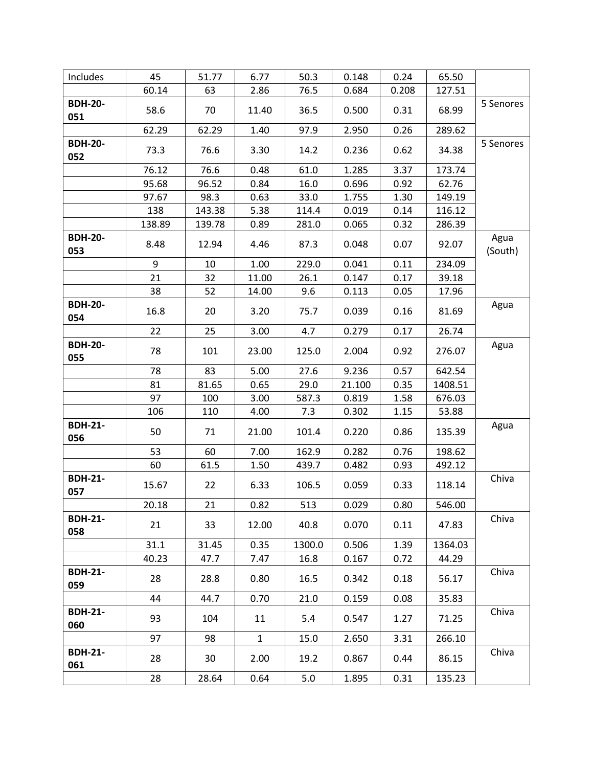| Includes | 45 | 51.77 | 6.77 | 50.3 | 0.148 | 0.24 | 65.50 | |
|---|---|---|---|---|---|---|---|---|
| | 60.14 | 63 | 2.86 | 76.5 | 0.684 | 0.208 | 127.51 | |
| **BDH-20-051** | 58.6 | 70 | 11.40 | 36.5 | 0.500 | 0.31 | 68.99 | 5 Senores |
| | 62.29 | 62.29 | 1.40 | 97.9 | 2.950 | 0.26 | 289.62 | |
| **BDH-20-052** | 73.3 | 76.6 | 3.30 | 14.2 | 0.236 | 0.62 | 34.38 | 5 Senores |
| | 76.12 | 76.6 | 0.48 | 61.0 | 1.285 | 3.37 | 173.74 | |
| | 95.68 | 96.52 | 0.84 | 16.0 | 0.696 | 0.92 | 62.76 | |
| | 97.67 | 98.3 | 0.63 | 33.0 | 1.755 | 1.30 | 149.19 | |
| | 138 | 143.38 | 5.38 | 114.4 | 0.019 | 0.14 | 116.12 | |
| | 138.89 | 139.78 | 0.89 | 281.0 | 0.065 | 0.32 | 286.39 | |
| **BDH-20-053** | 8.48 | 12.94 | 4.46 | 87.3 | 0.048 | 0.07 | 92.07 | Agua (South) |
| | 9 | 10 | 1.00 | 229.0 | 0.041 | 0.11 | 234.09 | |
| | 21 | 32 | 11.00 | 26.1 | 0.147 | 0.17 | 39.18 | |
| | 38 | 52 | 14.00 | 9.6 | 0.113 | 0.05 | 17.96 | |
| **BDH-20-054** | 16.8 | 20 | 3.20 | 75.7 | 0.039 | 0.16 | 81.69 | Agua |
| | 22 | 25 | 3.00 | 4.7 | 0.279 | 0.17 | 26.74 | |
| **BDH-20-055** | 78 | 101 | 23.00 | 125.0 | 2.004 | 0.92 | 276.07 | Agua |
| | 78 | 83 | 5.00 | 27.6 | 9.236 | 0.57 | 642.54 | |
| | 81 | 81.65 | 0.65 | 29.0 | 21.100 | 0.35 | 1408.51 | |
| | 97 | 100 | 3.00 | 587.3 | 0.819 | 1.58 | 676.03 | |
| | 106 | 110 | 4.00 | 7.3 | 0.302 | 1.15 | 53.88 | |
| **BDH-21-056** | 50 | 71 | 21.00 | 101.4 | 0.220 | 0.86 | 135.39 | Agua |
| | 53 | 60 | 7.00 | 162.9 | 0.282 | 0.76 | 198.62 | |
| | 60 | 61.5 | 1.50 | 439.7 | 0.482 | 0.93 | 492.12 | |
| **BDH-21-057** | 15.67 | 22 | 6.33 | 106.5 | 0.059 | 0.33 | 118.14 | Chiva |
| | 20.18 | 21 | 0.82 | 513 | 0.029 | 0.80 | 546.00 | |
| **BDH-21-058** | 21 | 33 | 12.00 | 40.8 | 0.070 | 0.11 | 47.83 | Chiva |
| | 31.1 | 31.45 | 0.35 | 1300.0 | 0.506 | 1.39 | 1364.03 | |
| | 40.23 | 47.7 | 7.47 | 16.8 | 0.167 | 0.72 | 44.29 | |
| **BDH-21-059** | 28 | 28.8 | 0.80 | 16.5 | 0.342 | 0.18 | 56.17 | Chiva |
| | 44 | 44.7 | 0.70 | 21.0 | 0.159 | 0.08 | 35.83 | |
| **BDH-21-060** | 93 | 104 | 11 | 5.4 | 0.547 | 1.27 | 71.25 | Chiva |
| | 97 | 98 | 1 | 15.0 | 2.650 | 3.31 | 266.10 | |
| **BDH-21-061** | 28 | 30 | 2.00 | 19.2 | 0.867 | 0.44 | 86.15 | Chiva |
| | 28 | 28.64 | 0.64 | 5.0 | 1.895 | 0.31 | 135.23 | |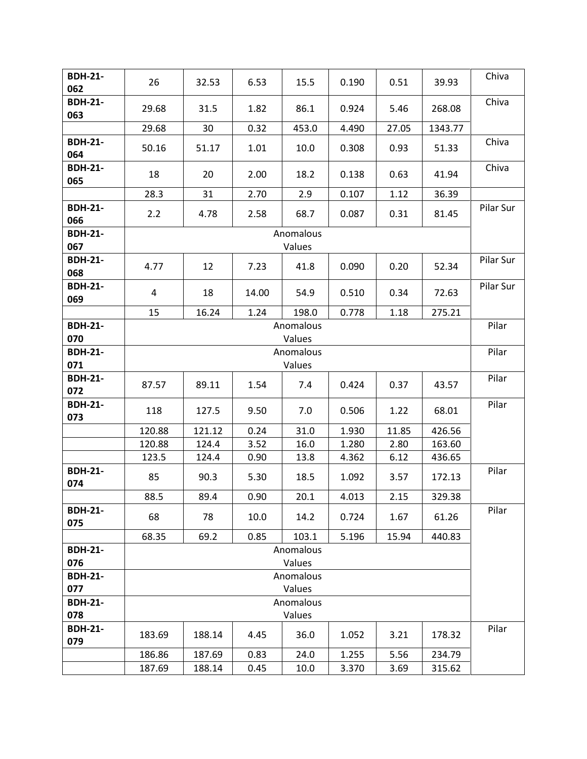| | | | | | | | | |
|---|---|---|---|---|---|---|---|---|
| **BDH-21-062** | 26 | 32.53 | 6.53 | 15.5 | 0.190 | 0.51 | 39.93 | Chiva |
| **BDH-21-063** | 29.68 | 31.5 | 1.82 | 86.1 | 0.924 | 5.46 | 268.08 | Chiva |
| | 29.68 | 30 | 0.32 | 453.0 | 4.490 | 27.05 | 1343.77 | |
| **BDH-21-064** | 50.16 | 51.17 | 1.01 | 10.0 | 0.308 | 0.93 | 51.33 | Chiva |
| **BDH-21-065** | 18 | 20 | 2.00 | 18.2 | 0.138 | 0.63 | 41.94 | Chiva |
| | 28.3 | 31 | 2.70 | 2.9 | 0.107 | 1.12 | 36.39 | |
| **BDH-21-066** | 2.2 | 4.78 | 2.58 | 68.7 | 0.087 | 0.31 | 81.45 | Pilar Sur |
| **BDH-21-067** | Anomalous Values | | | | | | | |
| **BDH-21-068** | 4.77 | 12 | 7.23 | 41.8 | 0.090 | 0.20 | 52.34 | Pilar Sur |
| **BDH-21-069** | 4 | 18 | 14.00 | 54.9 | 0.510 | 0.34 | 72.63 | Pilar Sur |
| | 15 | 16.24 | 1.24 | 198.0 | 0.778 | 1.18 | 275.21 | |
| **BDH-21-070** | Anomalous Values | | | | | | | Pilar |
| **BDH-21-071** | Anomalous Values | | | | | | | Pilar |
| **BDH-21-072** | 87.57 | 89.11 | 1.54 | 7.4 | 0.424 | 0.37 | 43.57 | Pilar |
| **BDH-21-073** | 118 | 127.5 | 9.50 | 7.0 | 0.506 | 1.22 | 68.01 | Pilar |
| | 120.88 | 121.12 | 0.24 | 31.0 | 1.930 | 11.85 | 426.56 | |
| | 120.88 | 124.4 | 3.52 | 16.0 | 1.280 | 2.80 | 163.60 | |
| | 123.5 | 124.4 | 0.90 | 13.8 | 4.362 | 6.12 | 436.65 | |
| **BDH-21-074** | 85 | 90.3 | 5.30 | 18.5 | 1.092 | 3.57 | 172.13 | Pilar |
| | 88.5 | 89.4 | 0.90 | 20.1 | 4.013 | 2.15 | 329.38 | |
| **BDH-21-075** | 68 | 78 | 10.0 | 14.2 | 0.724 | 1.67 | 61.26 | Pilar |
| | 68.35 | 69.2 | 0.85 | 103.1 | 5.196 | 15.94 | 440.83 | |
| **BDH-21-076** | Anomalous Values | | | | | | | |
| **BDH-21-077** | Anomalous Values | | | | | | | |
| **BDH-21-078** | Anomalous Values | | | | | | | |
| **BDH-21-079** | 183.69 | 188.14 | 4.45 | 36.0 | 1.052 | 3.21 | 178.32 | Pilar |
| | 186.86 | 187.69 | 0.83 | 24.0 | 1.255 | 5.56 | 234.79 | |
| | 187.69 | 188.14 | 0.45 | 10.0 | 3.370 | 3.69 | 315.62 | |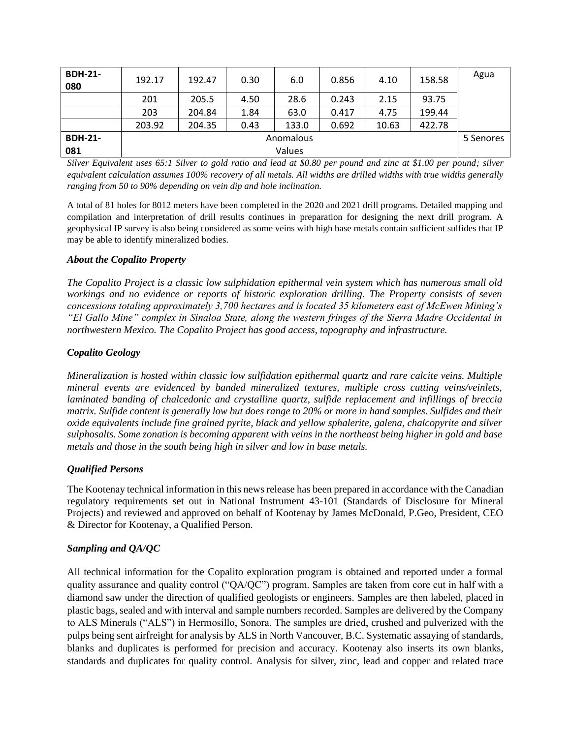| | | | | | | | | |
|---|---|---|---|---|---|---|---|---|
| **BDH-21-080** | 192.17 | 192.47 | 0.30 | 6.0 | 0.856 | 4.10 | 158.58 | Agua |
| | 201 | 205.5 | 4.50 | 28.6 | 0.243 | 2.15 | 93.75 | |
| | 203 | 204.84 | 1.84 | 63.0 | 0.417 | 4.75 | 199.44 | |
| | 203.92 | 204.35 | 0.43 | 133.0 | 0.692 | 10.63 | 422.78 | |
| **BDH-21-081** | Anomalous Values | | | | | | | 5 Senores |

*Silver Equivalent uses 65:1 Silver to gold ratio and lead at $0.80 per pound and zinc at $1.00 per pound; silver equivalent calculation assumes 100% recovery of all metals. All widths are drilled widths with true widths generally ranging from 50 to 90% depending on vein dip and hole inclination.*

A total of 81 holes for 8012 meters have been completed in the 2020 and 2021 drill programs. Detailed mapping and compilation and interpretation of drill results continues in preparation for designing the next drill program. A geophysical IP survey is also being considered as some veins with high base metals contain sufficient sulfides that IP may be able to identify mineralized bodies.

### *About the Copalito Property*

*The Copalito Project is a classic low sulphidation epithermal vein system which has numerous small old workings and no evidence or reports of historic exploration drilling. The Property consists of seven concessions totaling approximately 3,700 hectares and is located 35 kilometers east of McEwen Mining's "El Gallo Mine" complex in Sinaloa State, along the western fringes of the Sierra Madre Occidental in northwestern Mexico. The Copalito Project has good access, topography and infrastructure.*

### *Copalito Geology*

*Mineralization is hosted within classic low sulfidation epithermal quartz and rare calcite veins. Multiple mineral events are evidenced by banded mineralized textures, multiple cross cutting veins/veinlets, laminated banding of chalcedonic and crystalline quartz, sulfide replacement and infillings of breccia matrix. Sulfide content is generally low but does range to 20% or more in hand samples. Sulfides and their oxide equivalents include fine grained pyrite, black and yellow sphalerite, galena, chalcopyrite and silver sulphosalts. Some zonation is becoming apparent with veins in the northeast being higher in gold and base metals and those in the south being high in silver and low in base metals.*

### *Qualified Persons*

The Kootenay technical information in this news release has been prepared in accordance with the Canadian regulatory requirements set out in National Instrument 43-101 (Standards of Disclosure for Mineral Projects) and reviewed and approved on behalf of Kootenay by James McDonald, P.Geo, President, CEO & Director for Kootenay, a Qualified Person.

### *Sampling and QA/QC*

All technical information for the Copalito exploration program is obtained and reported under a formal quality assurance and quality control ("QA/QC") program. Samples are taken from core cut in half with a diamond saw under the direction of qualified geologists or engineers. Samples are then labeled, placed in plastic bags, sealed and with interval and sample numbers recorded. Samples are delivered by the Company to ALS Minerals ("ALS") in Hermosillo, Sonora. The samples are dried, crushed and pulverized with the pulps being sent airfreight for analysis by ALS in North Vancouver, B.C. Systematic assaying of standards, blanks and duplicates is performed for precision and accuracy. Kootenay also inserts its own blanks, standards and duplicates for quality control. Analysis for silver, zinc, lead and copper and related trace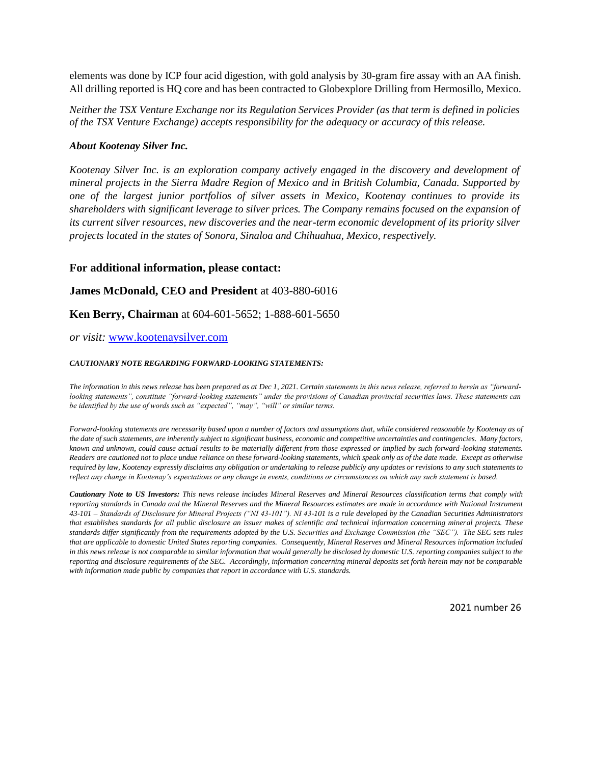elements was done by ICP four acid digestion, with gold analysis by 30-gram fire assay with an AA finish. All drilling reported is HQ core and has been contracted to Globexplore Drilling from Hermosillo, Mexico.

*Neither the TSX Venture Exchange nor its Regulation Services Provider (as that term is defined in policies of the TSX Venture Exchange) accepts responsibility for the adequacy or accuracy of this release.*

### *About Kootenay Silver Inc.*

*Kootenay Silver Inc. is an exploration company actively engaged in the discovery and development of mineral projects in the Sierra Madre Region of Mexico and in British Columbia, Canada. Supported by one of the largest junior portfolios of silver assets in Mexico, Kootenay continues to provide its shareholders with significant leverage to silver prices. The Company remains focused on the expansion of its current silver resources, new discoveries and the near-term economic development of its priority silver projects located in the states of Sonora, Sinaloa and Chihuahua, Mexico, respectively.*

## For additional information, please contact:

**James McDonald, CEO and President** at 403-880-6016

**Ken Berry, Chairman** at 604-601-5652; 1-888-601-5650

*or visit:* [www.kootenaysilver.com](http://www.kootenaysilver.com)

***CAUTIONARY NOTE REGARDING FORWARD-LOOKING STATEMENTS:***

*The information in this news release has been prepared as at Dec 1, 2021. Certain statements in this news release, referred to herein as "forward-looking statements", constitute "forward-looking statements" under the provisions of Canadian provincial securities laws. These statements can be identified by the use of words such as "expected", "may", "will" or similar terms.*

*Forward-looking statements are necessarily based upon a number of factors and assumptions that, while considered reasonable by Kootenay as of the date of such statements, are inherently subject to significant business, economic and competitive uncertainties and contingencies. Many factors, known and unknown, could cause actual results to be materially different from those expressed or implied by such forward-looking statements. Readers are cautioned not to place undue reliance on these forward-looking statements, which speak only as of the date made. Except as otherwise required by law, Kootenay expressly disclaims any obligation or undertaking to release publicly any updates or revisions to any such statements to reflect any change in Kootenay's expectations or any change in events, conditions or circumstances on which any such statement is based.*

***Cautionary Note to US Investors:*** *This news release includes Mineral Reserves and Mineral Resources classification terms that comply with reporting standards in Canada and the Mineral Reserves and the Mineral Resources estimates are made in accordance with National Instrument 43-101 – Standards of Disclosure for Mineral Projects ("NI 43-101"). NI 43-101 is a rule developed by the Canadian Securities Administrators that establishes standards for all public disclosure an issuer makes of scientific and technical information concerning mineral projects. These standards differ significantly from the requirements adopted by the U.S. Securities and Exchange Commission (the "SEC"). The SEC sets rules that are applicable to domestic United States reporting companies. Consequently, Mineral Reserves and Mineral Resources information included in this news release is not comparable to similar information that would generally be disclosed by domestic U.S. reporting companies subject to the reporting and disclosure requirements of the SEC. Accordingly, information concerning mineral deposits set forth herein may not be comparable with information made public by companies that report in accordance with U.S. standards.*

2021 number 26